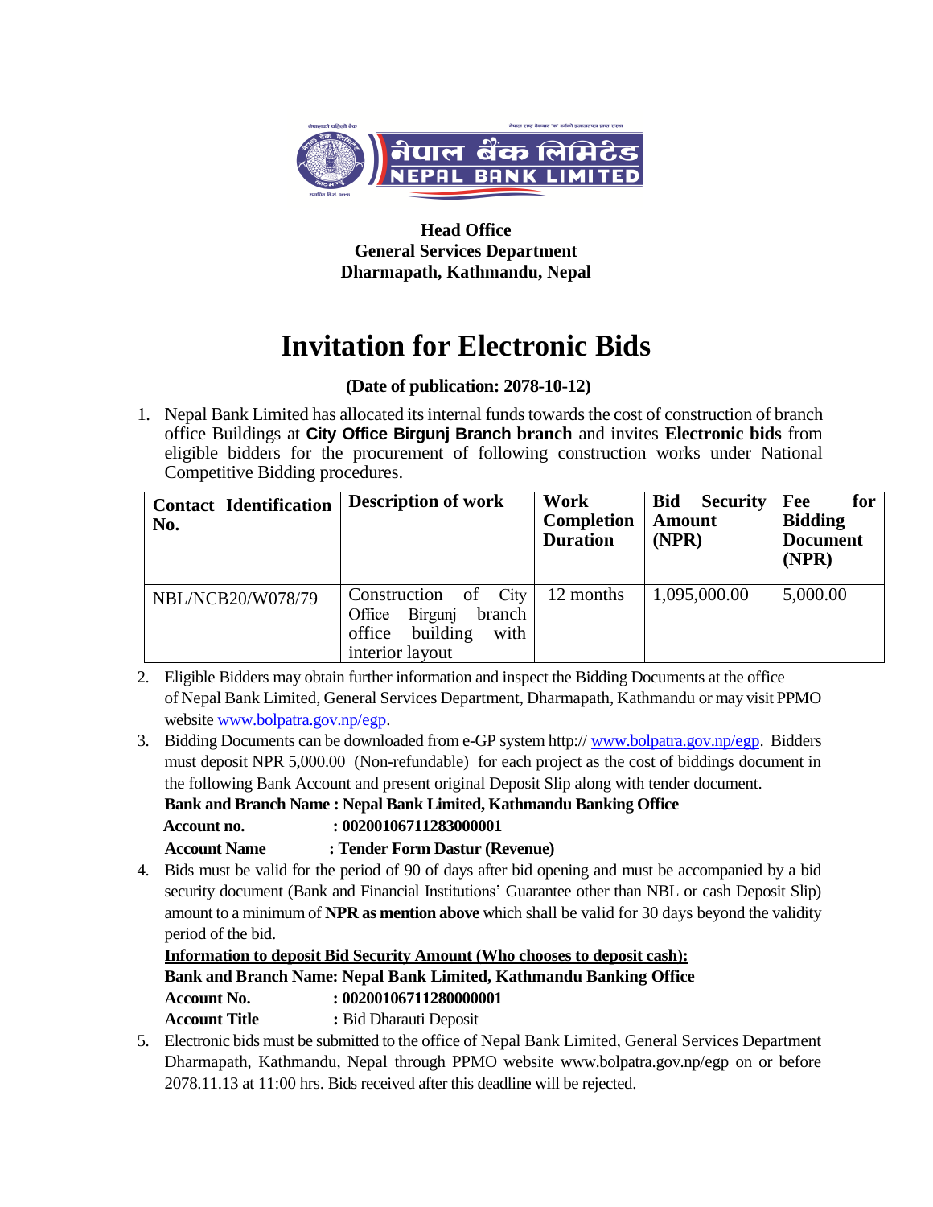नेपाल बैंक लिमिटेड
NEPAL BANK LIMITED

**Head Office**
**General Services Department**
**Dharmapath, Kathmandu, Nepal**

# Invitation for Electronic Bids

**(Date of publication: 2078-10-12)**

1. Nepal Bank Limited has allocated its internal funds towards the cost of construction of branch office Buildings at **City Office Birgunj Branch branch** and invites **Electronic bids** from eligible bidders for the procurement of following construction works under National Competitive Bidding procedures.

| Contact Identification No. | Description of work | Work Completion Duration | Bid Security Amount (NPR) | Fee for Bidding Document (NPR) |
|---|---|---|---|---|
| NBL/NCB20/W078/79 | Construction of City Office Birgunj branch office building with interior layout | 12 months | 1,095,000.00 | 5,000.00 |

2. Eligible Bidders may obtain further information and inspect the Bidding Documents at the office of Nepal Bank Limited, General Services Department, Dharmapath, Kathmandu or may visit PPMO website www.bolpatra.gov.np/egp.
3. Bidding Documents can be downloaded from e-GP system http:// www.bolpatra.gov.np/egp. Bidders must deposit NPR 5,000.00 (Non-refundable) for each project as the cost of biddings document in the following Bank Account and present original Deposit Slip along with tender document.
   **Bank and Branch Name : Nepal Bank Limited, Kathmandu Banking Office**
   **Account no. : 00200106711283000001**
   **Account Name : Tender Form Dastur (Revenue)**
4. Bids must be valid for the period of 90 of days after bid opening and must be accompanied by a bid security document (Bank and Financial Institutions' Guarantee other than NBL or cash Deposit Slip) amount to a minimum of **NPR as mention above** which shall be valid for 30 days beyond the validity period of the bid.
   **Information to deposit Bid Security Amount (Who chooses to deposit cash):**
   **Bank and Branch Name: Nepal Bank Limited, Kathmandu Banking Office**
   **Account No. : 00200106711280000001**
   **Account Title :** Bid Dharauti Deposit
5. Electronic bids must be submitted to the office of Nepal Bank Limited, General Services Department Dharmapath, Kathmandu, Nepal through PPMO website www.bolpatra.gov.np/egp on or before 2078.11.13 at 11:00 hrs. Bids received after this deadline will be rejected.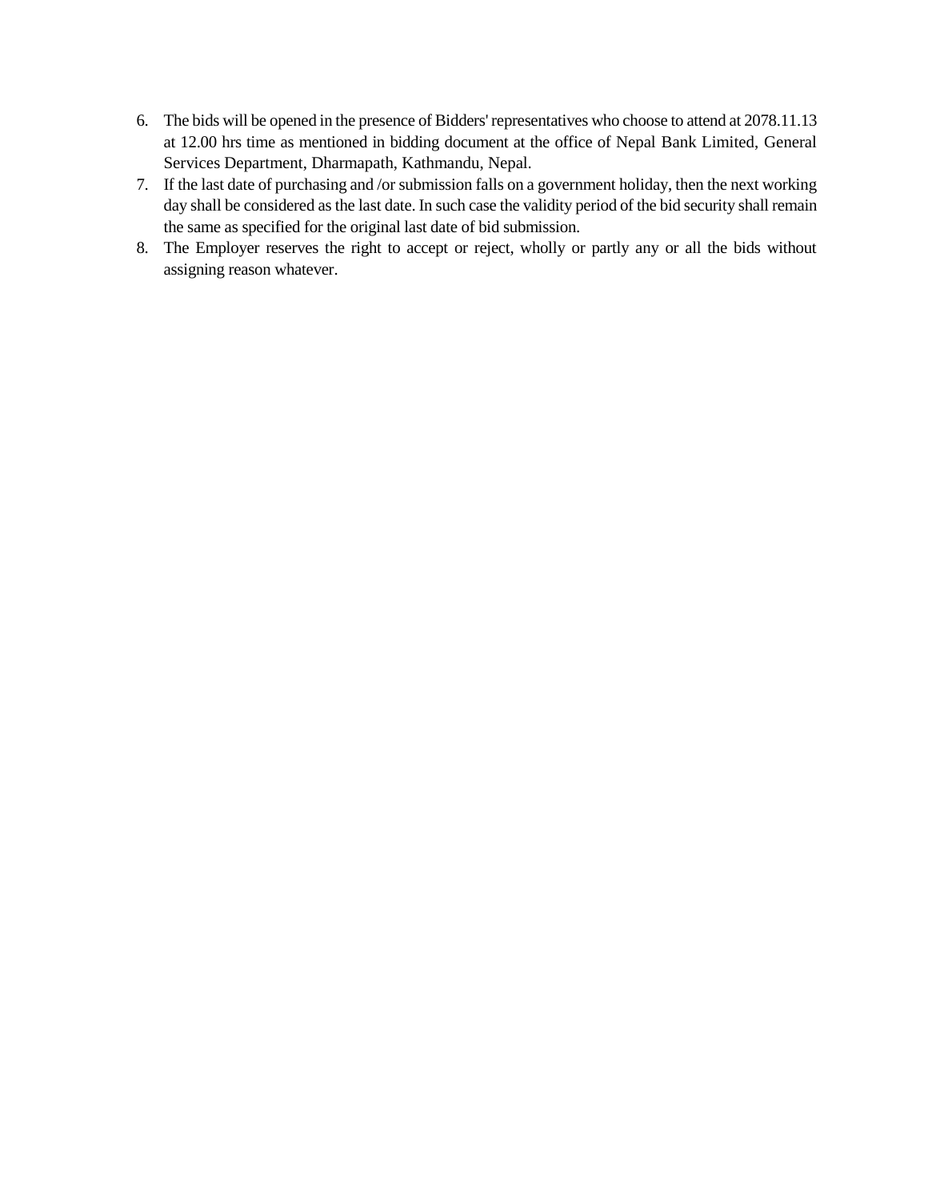6. The bids will be opened in the presence of Bidders' representatives who choose to attend at 2078.11.13 at 12.00 hrs time as mentioned in bidding document at the office of Nepal Bank Limited, General Services Department, Dharmapath, Kathmandu, Nepal.
7. If the last date of purchasing and /or submission falls on a government holiday, then the next working day shall be considered as the last date. In such case the validity period of the bid security shall remain the same as specified for the original last date of bid submission.
8. The Employer reserves the right to accept or reject, wholly or partly any or all the bids without assigning reason whatever.